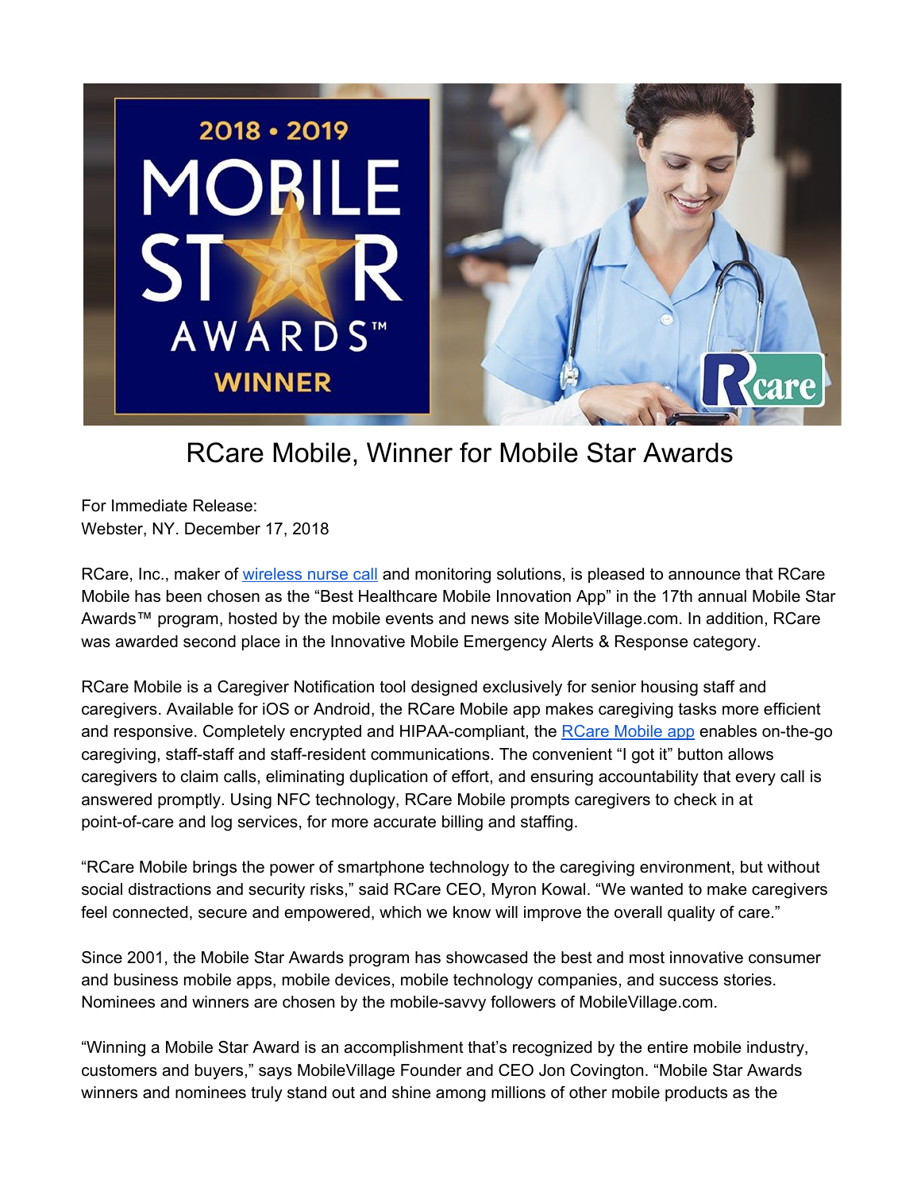# RCare Mobile, Winner for Mobile Star Awards

For Immediate Release:
Webster, NY. December 17, 2018

RCare, Inc., maker of wireless nurse call and monitoring solutions, is pleased to announce that RCare Mobile has been chosen as the "Best Healthcare Mobile Innovation App" in the 17th annual Mobile Star Awards™ program, hosted by the mobile events and news site MobileVillage.com. In addition, RCare was awarded second place in the Innovative Mobile Emergency Alerts & Response category.

RCare Mobile is a Caregiver Notification tool designed exclusively for senior housing staff and caregivers. Available for iOS or Android, the RCare Mobile app makes caregiving tasks more efficient and responsive. Completely encrypted and HIPAA-compliant, the RCare Mobile app enables on-the-go caregiving, staff-staff and staff-resident communications. The convenient "I got it" button allows caregivers to claim calls, eliminating duplication of effort, and ensuring accountability that every call is answered promptly. Using NFC technology, RCare Mobile prompts caregivers to check in at point-of-care and log services, for more accurate billing and staffing.

"RCare Mobile brings the power of smartphone technology to the caregiving environment, but without social distractions and security risks," said RCare CEO, Myron Kowal. "We wanted to make caregivers feel connected, secure and empowered, which we know will improve the overall quality of care."

Since 2001, the Mobile Star Awards program has showcased the best and most innovative consumer and business mobile apps, mobile devices, mobile technology companies, and success stories. Nominees and winners are chosen by the mobile-savvy followers of MobileVillage.com.

"Winning a Mobile Star Award is an accomplishment that's recognized by the entire mobile industry, customers and buyers," says MobileVillage Founder and CEO Jon Covington. "Mobile Star Awards winners and nominees truly stand out and shine among millions of other mobile products as the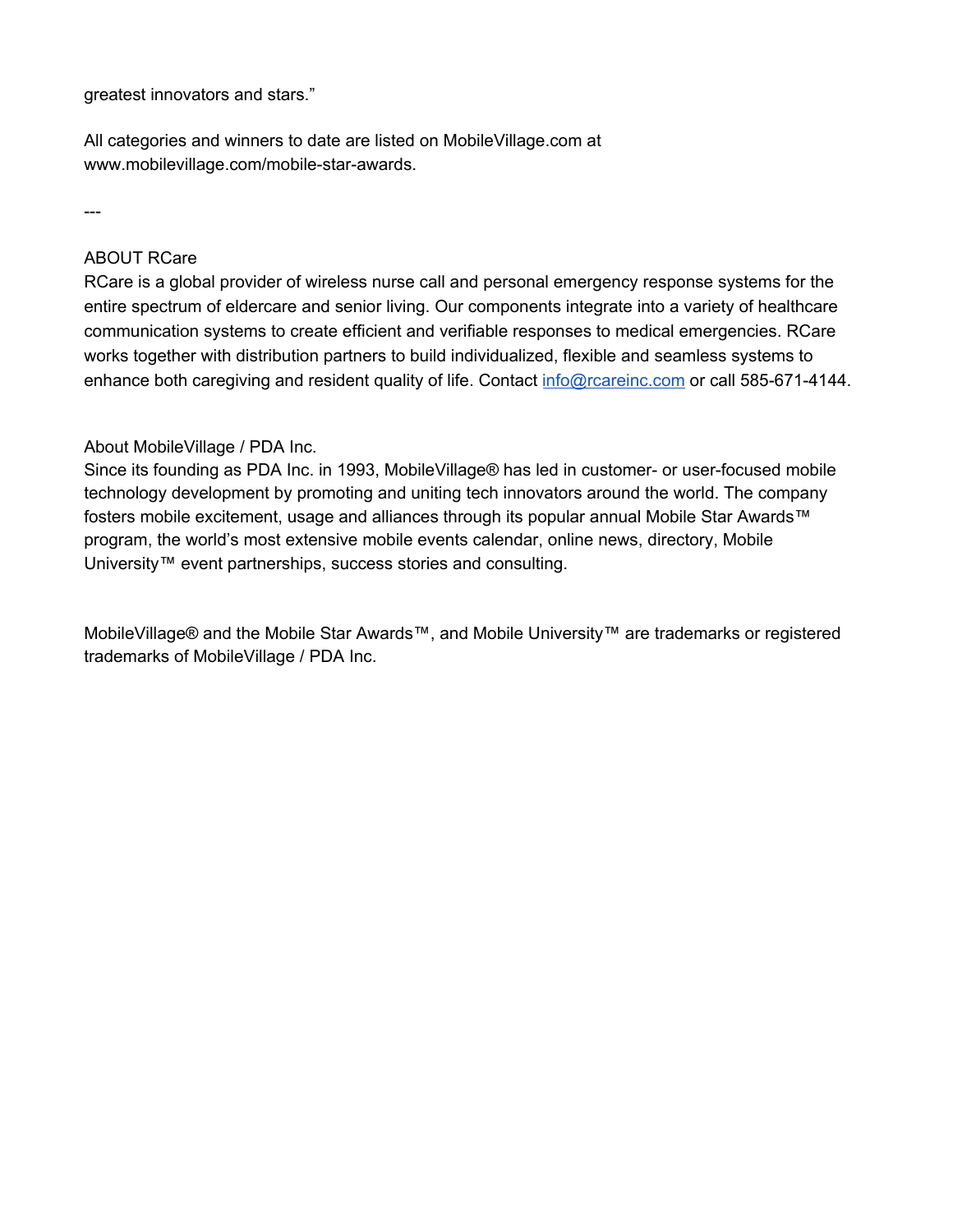greatest innovators and stars."

All categories and winners to date are listed on MobileVillage.com at www.mobilevillage.com/mobile-star-awards.

---

ABOUT RCare
RCare is a global provider of wireless nurse call and personal emergency response systems for the entire spectrum of eldercare and senior living. Our components integrate into a variety of healthcare communication systems to create efficient and verifiable responses to medical emergencies. RCare works together with distribution partners to build individualized, flexible and seamless systems to enhance both caregiving and resident quality of life. Contact info@rcareinc.com or call 585-671-4144.

About MobileVillage / PDA Inc.
Since its founding as PDA Inc. in 1993, MobileVillage® has led in customer- or user-focused mobile technology development by promoting and uniting tech innovators around the world. The company fosters mobile excitement, usage and alliances through its popular annual Mobile Star Awards™ program, the world's most extensive mobile events calendar, online news, directory, Mobile University™ event partnerships, success stories and consulting.

MobileVillage® and the Mobile Star Awards™, and Mobile University™ are trademarks or registered trademarks of MobileVillage / PDA Inc.